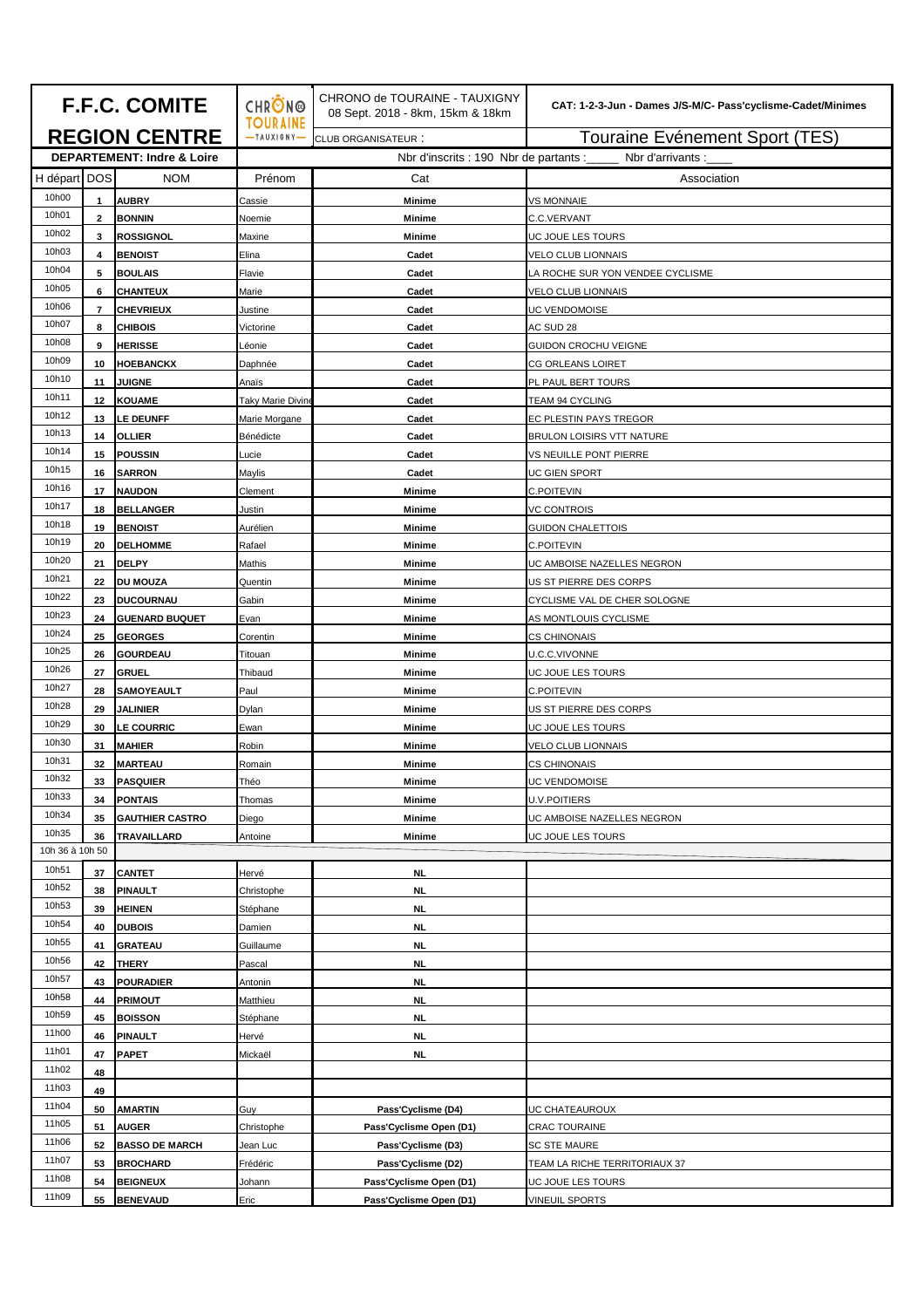| F.F.C. COMITE REGION CENTRE | | | CHRONO TOURAINE — TAUXIGNY — | CHRONO de TOURAINE - TAUXIGNY 08 Sept. 2018 - 8km, 15km & 18km | CAT: 1-2-3-Jun - Dames J/S-M/C- Pass'cyclisme-Cadet/Minimes |
|---|---|---|---|---|---|
| | | | | CLUB ORGANISATEUR : | Touraine Evénement Sport (TES) |
| DEPARTEMENT: Indre & Loire | | | Nbr d'inscrits : 190 Nbr de partants :_____ Nbr d'arrivants :____ | | |
| H départ | DOS | NOM | Prénom | Cat | Association |
| 10h00 | 1 | AUBRY | Cassie | Minime | VS MONNAIE |
| 10h01 | 2 | BONNIN | Noemie | Minime | C.C.VERVANT |
| 10h02 | 3 | ROSSIGNOL | Maxine | Minime | UC JOUE LES TOURS |
| 10h03 | 4 | BENOIST | Elina | Cadet | VELO CLUB LIONNAIS |
| 10h04 | 5 | BOULAIS | Flavie | Cadet | LA ROCHE SUR YON VENDEE CYCLISME |
| 10h05 | 6 | CHANTEUX | Marie | Cadet | VELO CLUB LIONNAIS |
| 10h06 | 7 | CHEVRIEUX | Justine | Cadet | UC VENDOMOISE |
| 10h07 | 8 | CHIBOIS | Victorine | Cadet | AC SUD 28 |
| 10h08 | 9 | HERISSE | Léonie | Cadet | GUIDON CROCHU VEIGNE |
| 10h09 | 10 | HOEBANCKX | Daphnée | Cadet | CG ORLEANS LOIRET |
| 10h10 | 11 | JUIGNE | Anaïs | Cadet | PL PAUL BERT TOURS |
| 10h11 | 12 | KOUAME | Taky Marie Divine | Cadet | TEAM 94 CYCLING |
| 10h12 | 13 | LE DEUNFF | Marie Morgane | Cadet | EC PLESTIN PAYS TREGOR |
| 10h13 | 14 | OLLIER | Bénédicte | Cadet | BRULON LOISIRS VTT NATURE |
| 10h14 | 15 | POUSSIN | Lucie | Cadet | VS NEUILLE PONT PIERRE |
| 10h15 | 16 | SARRON | Maylis | Cadet | UC GIEN SPORT |
| 10h16 | 17 | NAUDON | Clement | Minime | C.POITEVIN |
| 10h17 | 18 | BELLANGER | Justin | Minime | VC CONTROIS |
| 10h18 | 19 | BENOIST | Aurélien | Minime | GUIDON CHALETTOIS |
| 10h19 | 20 | DELHOMME | Rafael | Minime | C.POITEVIN |
| 10h20 | 21 | DELPY | Mathis | Minime | UC AMBOISE NAZELLES NEGRON |
| 10h21 | 22 | DU MOUZA | Quentin | Minime | US ST PIERRE DES CORPS |
| 10h22 | 23 | DUCOURNAU | Gabin | Minime | CYCLISME VAL DE CHER SOLOGNE |
| 10h23 | 24 | GUENARD BUQUET | Evan | Minime | AS MONTLOUIS CYCLISME |
| 10h24 | 25 | GEORGES | Corentin | Minime | CS CHINONAIS |
| 10h25 | 26 | GOURDEAU | Titouan | Minime | U.C.C.VIVONNE |
| 10h26 | 27 | GRUEL | Thibaud | Minime | UC JOUE LES TOURS |
| 10h27 | 28 | SAMOYEAULT | Paul | Minime | C.POITEVIN |
| 10h28 | 29 | JALINIER | Dylan | Minime | US ST PIERRE DES CORPS |
| 10h29 | 30 | LE COURRIC | Ewan | Minime | UC JOUE LES TOURS |
| 10h30 | 31 | MAHIER | Robin | Minime | VELO CLUB LIONNAIS |
| 10h31 | 32 | MARTEAU | Romain | Minime | CS CHINONAIS |
| 10h32 | 33 | PASQUIER | Théo | Minime | UC VENDOMOISE |
| 10h33 | 34 | PONTAIS | Thomas | Minime | U.V.POITIERS |
| 10h34 | 35 | GAUTHIER CASTRO | Diego | Minime | UC AMBOISE NAZELLES NEGRON |
| 10h35 | 36 | TRAVAILLARD | Antoine | Minime | UC JOUE LES TOURS |
| 10h 36 à 10h 50 | | | | | |
| 10h51 | 37 | CANTET | Hervé | NL | |
| 10h52 | 38 | PINAULT | Christophe | NL | |
| 10h53 | 39 | HEINEN | Stéphane | NL | |
| 10h54 | 40 | DUBOIS | Damien | NL | |
| 10h55 | 41 | GRATEAU | Guillaume | NL | |
| 10h56 | 42 | THERY | Pascal | NL | |
| 10h57 | 43 | POURADIER | Antonin | NL | |
| 10h58 | 44 | PRIMOUT | Matthieu | NL | |
| 10h59 | 45 | BOISSON | Stéphane | NL | |
| 11h00 | 46 | PINAULT | Hervé | NL | |
| 11h01 | 47 | PAPET | Mickaël | NL | |
| 11h02 | 48 | | | | |
| 11h03 | 49 | | | | |
| 11h04 | 50 | AMARTIN | Guy | Pass'Cyclisme (D4) | UC CHATEAUROUX |
| 11h05 | 51 | AUGER | Christophe | Pass'Cyclisme Open (D1) | CRAC TOURAINE |
| 11h06 | 52 | BASSO DE MARCH | Jean Luc | Pass'Cyclisme (D3) | SC STE MAURE |
| 11h07 | 53 | BROCHARD | Frédéric | Pass'Cyclisme (D2) | TEAM LA RICHE TERRITORIAUX 37 |
| 11h08 | 54 | BEIGNEUX | Johann | Pass'Cyclisme Open (D1) | UC JOUE LES TOURS |
| 11h09 | 55 | BENEVAUD | Eric | Pass'Cyclisme Open (D1) | VINEUIL SPORTS |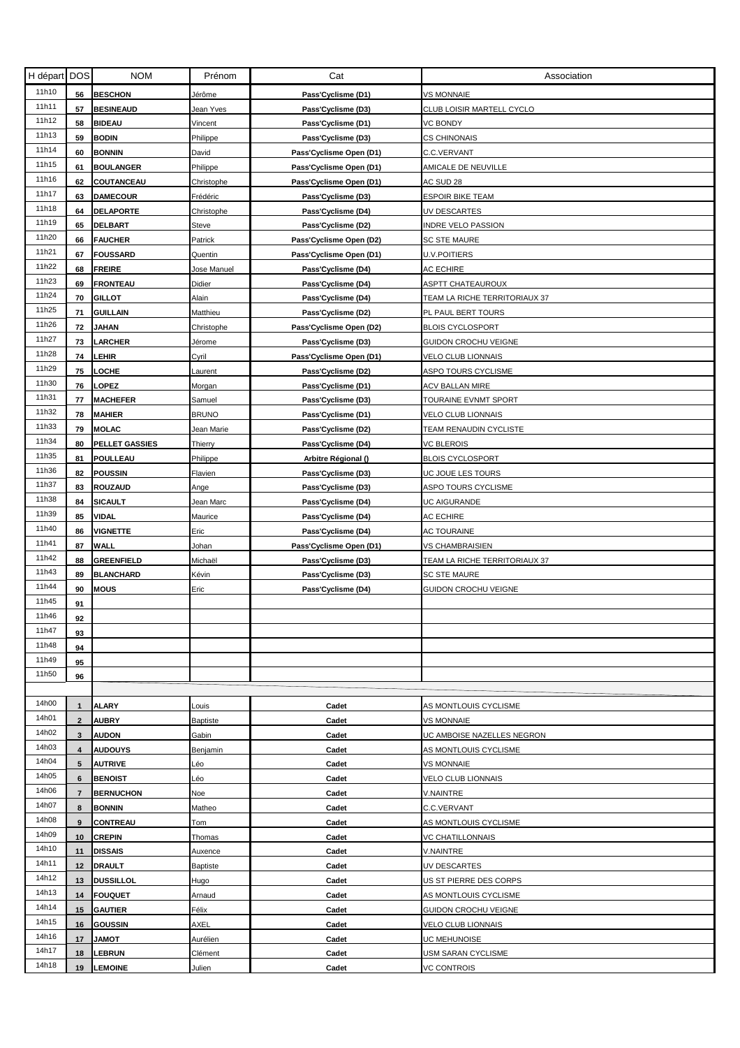| H départ | DOS | NOM | Prénom | Cat | Association |
|---|---|---|---|---|---|
| 11h10 | 56 | BESCHON | Jérôme | Pass'Cyclisme (D1) | VS MONNAIE |
| 11h11 | 57 | BESINEAUD | Jean Yves | Pass'Cyclisme (D3) | CLUB LOISIR MARTELL CYCLO |
| 11h12 | 58 | BIDEAU | Vincent | Pass'Cyclisme (D1) | VC BONDY |
| 11h13 | 59 | BODIN | Philippe | Pass'Cyclisme (D3) | CS CHINONAIS |
| 11h14 | 60 | BONNIN | David | Pass'Cyclisme Open (D1) | C.C.VERVANT |
| 11h15 | 61 | BOULANGER | Philippe | Pass'Cyclisme Open (D1) | AMICALE DE NEUVILLE |
| 11h16 | 62 | COUTANCEAU | Christophe | Pass'Cyclisme Open (D1) | AC SUD 28 |
| 11h17 | 63 | DAMECOUR | Frédéric | Pass'Cyclisme (D3) | ESPOIR BIKE TEAM |
| 11h18 | 64 | DELAPORTE | Christophe | Pass'Cyclisme (D4) | UV DESCARTES |
| 11h19 | 65 | DELBART | Steve | Pass'Cyclisme (D2) | INDRE VELO PASSION |
| 11h20 | 66 | FAUCHER | Patrick | Pass'Cyclisme Open (D2) | SC STE MAURE |
| 11h21 | 67 | FOUSSARD | Quentin | Pass'Cyclisme Open (D1) | U.V.POITIERS |
| 11h22 | 68 | FREIRE | Jose Manuel | Pass'Cyclisme (D4) | AC ECHIRE |
| 11h23 | 69 | FRONTEAU | Didier | Pass'Cyclisme (D4) | ASPTT CHATEAUROUX |
| 11h24 | 70 | GILLOT | Alain | Pass'Cyclisme (D4) | TEAM LA RICHE TERRITORIAUX 37 |
| 11h25 | 71 | GUILLAIN | Matthieu | Pass'Cyclisme (D2) | PL PAUL BERT TOURS |
| 11h26 | 72 | JAHAN | Christophe | Pass'Cyclisme Open (D2) | BLOIS CYCLOSPORT |
| 11h27 | 73 | LARCHER | Jérome | Pass'Cyclisme (D3) | GUIDON CROCHU VEIGNE |
| 11h28 | 74 | LEHIR | Cyril | Pass'Cyclisme Open (D1) | VELO CLUB LIONNAIS |
| 11h29 | 75 | LOCHE | Laurent | Pass'Cyclisme (D2) | ASPO TOURS CYCLISME |
| 11h30 | 76 | LOPEZ | Morgan | Pass'Cyclisme (D1) | ACV BALLAN MIRE |
| 11h31 | 77 | MACHEFER | Samuel | Pass'Cyclisme (D3) | TOURAINE EVNMT SPORT |
| 11h32 | 78 | MAHIER | BRUNO | Pass'Cyclisme (D1) | VELO CLUB LIONNAIS |
| 11h33 | 79 | MOLAC | Jean Marie | Pass'Cyclisme (D2) | TEAM RENAUDIN CYCLISTE |
| 11h34 | 80 | PELLET GASSIES | Thierry | Pass'Cyclisme (D4) | VC BLEROIS |
| 11h35 | 81 | POULLEAU | Philippe | Arbitre Régional () | BLOIS CYCLOSPORT |
| 11h36 | 82 | POUSSIN | Flavien | Pass'Cyclisme (D3) | UC JOUE LES TOURS |
| 11h37 | 83 | ROUZAUD | Ange | Pass'Cyclisme (D3) | ASPO TOURS CYCLISME |
| 11h38 | 84 | SICAULT | Jean Marc | Pass'Cyclisme (D4) | UC AIGURANDE |
| 11h39 | 85 | VIDAL | Maurice | Pass'Cyclisme (D4) | AC ECHIRE |
| 11h40 | 86 | VIGNETTE | Eric | Pass'Cyclisme (D4) | AC TOURAINE |
| 11h41 | 87 | WALL | Johan | Pass'Cyclisme Open (D1) | VS CHAMBRAISIEN |
| 11h42 | 88 | GREENFIELD | Michaël | Pass'Cyclisme (D3) | TEAM LA RICHE TERRITORIAUX 37 |
| 11h43 | 89 | BLANCHARD | Kévin | Pass'Cyclisme (D3) | SC STE MAURE |
| 11h44 | 90 | MOUS | Eric | Pass'Cyclisme (D4) | GUIDON CROCHU VEIGNE |
| 11h45 | 91 | | | | |
| 11h46 | 92 | | | | |
| 11h47 | 93 | | | | |
| 11h48 | 94 | | | | |
| 11h49 | 95 | | | | |
| 11h50 | 96 | | | | |
| | | | | | |
| 14h00 | 1 | ALARY | Louis | Cadet | AS MONTLOUIS CYCLISME |
| 14h01 | 2 | AUBRY | Baptiste | Cadet | VS MONNAIE |
| 14h02 | 3 | AUDON | Gabin | Cadet | UC AMBOISE NAZELLES NEGRON |
| 14h03 | 4 | AUDOUYS | Benjamin | Cadet | AS MONTLOUIS CYCLISME |
| 14h04 | 5 | AUTRIVE | Léo | Cadet | VS MONNAIE |
| 14h05 | 6 | BENOIST | Léo | Cadet | VELO CLUB LIONNAIS |
| 14h06 | 7 | BERNUCHON | Noe | Cadet | V.NAINTRE |
| 14h07 | 8 | BONNIN | Matheo | Cadet | C.C.VERVANT |
| 14h08 | 9 | CONTREAU | Tom | Cadet | AS MONTLOUIS CYCLISME |
| 14h09 | 10 | CREPIN | Thomas | Cadet | VC CHATILLONNAIS |
| 14h10 | 11 | DISSAIS | Auxence | Cadet | V.NAINTRE |
| 14h11 | 12 | DRAULT | Baptiste | Cadet | UV DESCARTES |
| 14h12 | 13 | DUSSILLOL | Hugo | Cadet | US ST PIERRE DES CORPS |
| 14h13 | 14 | FOUQUET | Arnaud | Cadet | AS MONTLOUIS CYCLISME |
| 14h14 | 15 | GAUTIER | Félix | Cadet | GUIDON CROCHU VEIGNE |
| 14h15 | 16 | GOUSSIN | AXEL | Cadet | VELO CLUB LIONNAIS |
| 14h16 | 17 | JAMOT | Aurélien | Cadet | UC MEHUNOISE |
| 14h17 | 18 | LEBRUN | Clément | Cadet | USM SARAN CYCLISME |
| 14h18 | 19 | LEMOINE | Julien | Cadet | VC CONTROIS |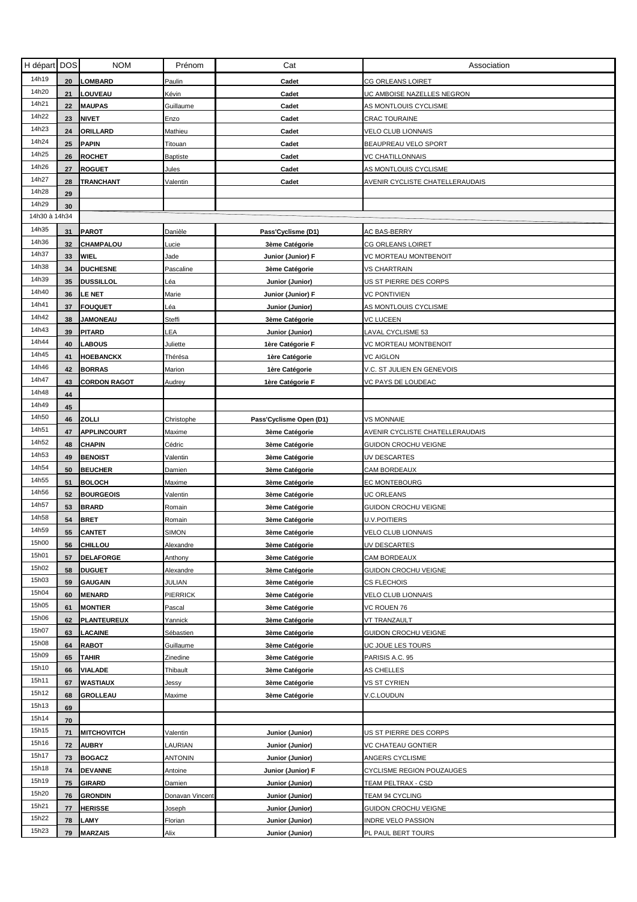| H départ | DOS | NOM | Prénom | Cat | Association |
| --- | --- | --- | --- | --- | --- |
| 14h19 | 20 | **LOMBARD** | Paulin | **Cadet** | CG ORLEANS LOIRET |
| 14h20 | 21 | **LOUVEAU** | Kévin | **Cadet** | UC AMBOISE NAZELLES NEGRON |
| 14h21 | 22 | **MAUPAS** | Guillaume | **Cadet** | AS MONTLOUIS CYCLISME |
| 14h22 | 23 | **NIVET** | Enzo | **Cadet** | CRAC TOURAINE |
| 14h23 | 24 | **ORILLARD** | Mathieu | **Cadet** | VELO CLUB LIONNAIS |
| 14h24 | 25 | **PAPIN** | Titouan | **Cadet** | BEAUPREAU VELO SPORT |
| 14h25 | 26 | **ROCHET** | Baptiste | **Cadet** | VC CHATILLONNAIS |
| 14h26 | 27 | **ROGUET** | Jules | **Cadet** | AS MONTLOUIS CYCLISME |
| 14h27 | 28 | **TRANCHANT** | Valentin | **Cadet** | AVENIR CYCLISTE CHATELLERAUDAIS |
| 14h28 | 29 | | | | |
| 14h29 | 30 | | | | |
| 14h30 à 14h34 | | | | | |
| 14h35 | 31 | **PAROT** | Danièle | **Pass'Cyclisme (D1)** | AC BAS-BERRY |
| 14h36 | 32 | **CHAMPALOU** | Lucie | **3ème Catégorie** | CG ORLEANS LOIRET |
| 14h37 | 33 | **WIEL** | Jade | **Junior (Junior) F** | VC MORTEAU MONTBENOIT |
| 14h38 | 34 | **DUCHESNE** | Pascaline | **3ème Catégorie** | VS CHARTRAIN |
| 14h39 | 35 | **DUSSILLOL** | Léa | **Junior (Junior)** | US ST PIERRE DES CORPS |
| 14h40 | 36 | **LE NET** | Marie | **Junior (Junior) F** | VC PONTIVIEN |
| 14h41 | 37 | **FOUQUET** | Léa | **Junior (Junior)** | AS MONTLOUIS CYCLISME |
| 14h42 | 38 | **JAMONEAU** | Steffi | **3ème Catégorie** | VC LUCEEN |
| 14h43 | 39 | **PITARD** | LEA | **Junior (Junior)** | LAVAL CYCLISME 53 |
| 14h44 | 40 | **LABOUS** | Juliette | **1ère Catégorie F** | VC MORTEAU MONTBENOIT |
| 14h45 | 41 | **HOEBANCKX** | Thérésa | **1ère Catégorie** | VC AIGLON |
| 14h46 | 42 | **BORRAS** | Marion | **1ère Catégorie** | V.C. ST JULIEN EN GENEVOIS |
| 14h47 | 43 | **CORDON RAGOT** | Audrey | **1ère Catégorie F** | VC PAYS DE LOUDEAC |
| 14h48 | 44 | | | | |
| 14h49 | 45 | | | | |
| 14h50 | 46 | **ZOLLI** | Christophe | **Pass'Cyclisme Open (D1)** | VS MONNAIE |
| 14h51 | 47 | **APPLINCOURT** | Maxime | **3ème Catégorie** | AVENIR CYCLISTE CHATELLERAUDAIS |
| 14h52 | 48 | **CHAPIN** | Cédric | **3ème Catégorie** | GUIDON CROCHU VEIGNE |
| 14h53 | 49 | **BENOIST** | Valentin | **3ème Catégorie** | UV DESCARTES |
| 14h54 | 50 | **BEUCHER** | Damien | **3ème Catégorie** | CAM BORDEAUX |
| 14h55 | 51 | **BOLOCH** | Maxime | **3ème Catégorie** | EC MONTEBOURG |
| 14h56 | 52 | **BOURGEOIS** | Valentin | **3ème Catégorie** | UC ORLEANS |
| 14h57 | 53 | **BRARD** | Romain | **3ème Catégorie** | GUIDON CROCHU VEIGNE |
| 14h58 | 54 | **BRET** | Romain | **3ème Catégorie** | U.V.POITIERS |
| 14h59 | 55 | **CANTET** | SIMON | **3ème Catégorie** | VELO CLUB LIONNAIS |
| 15h00 | 56 | **CHILLOU** | Alexandre | **3ème Catégorie** | UV DESCARTES |
| 15h01 | 57 | **DELAFORGE** | Anthony | **3ème Catégorie** | CAM BORDEAUX |
| 15h02 | 58 | **DUGUET** | Alexandre | **3ème Catégorie** | GUIDON CROCHU VEIGNE |
| 15h03 | 59 | **GAUGAIN** | JULIAN | **3ème Catégorie** | CS FLECHOIS |
| 15h04 | 60 | **MENARD** | PIERRICK | **3ème Catégorie** | VELO CLUB LIONNAIS |
| 15h05 | 61 | **MONTIER** | Pascal | **3ème Catégorie** | VC ROUEN 76 |
| 15h06 | 62 | **PLANTEUREUX** | Yannick | **3ème Catégorie** | VT TRANZAULT |
| 15h07 | 63 | **LACAINE** | Sébastien | **3ème Catégorie** | GUIDON CROCHU VEIGNE |
| 15h08 | 64 | **RABOT** | Guillaume | **3ème Catégorie** | UC JOUE LES TOURS |
| 15h09 | 65 | **TAHIR** | Zinedine | **3ème Catégorie** | PARISIS A.C. 95 |
| 15h10 | 66 | **VIALADE** | Thibault | **3ème Catégorie** | AS CHELLES |
| 15h11 | 67 | **WASTIAUX** | Jessy | **3ème Catégorie** | VS ST CYRIEN |
| 15h12 | 68 | **GROLLEAU** | Maxime | **3ème Catégorie** | V.C.LOUDUN |
| 15h13 | 69 | | | | |
| 15h14 | 70 | | | | |
| 15h15 | 71 | **MITCHOVITCH** | Valentin | **Junior (Junior)** | US ST PIERRE DES CORPS |
| 15h16 | 72 | **AUBRY** | LAURIAN | **Junior (Junior)** | VC CHATEAU GONTIER |
| 15h17 | 73 | **BOGACZ** | ANTONIN | **Junior (Junior)** | ANGERS CYCLISME |
| 15h18 | 74 | **DEVANNE** | Antoine | **Junior (Junior) F** | CYCLISME REGION POUZAUGES |
| 15h19 | 75 | **GIRARD** | Damien | **Junior (Junior)** | TEAM PELTRAX - CSD |
| 15h20 | 76 | **GRONDIN** | Donavan Vincent | **Junior (Junior)** | TEAM 94 CYCLING |
| 15h21 | 77 | **HERISSE** | Joseph | **Junior (Junior)** | GUIDON CROCHU VEIGNE |
| 15h22 | 78 | **LAMY** | Florian | **Junior (Junior)** | INDRE VELO PASSION |
| 15h23 | 79 | **MARZAIS** | Alix | **Junior (Junior)** | PL PAUL BERT TOURS |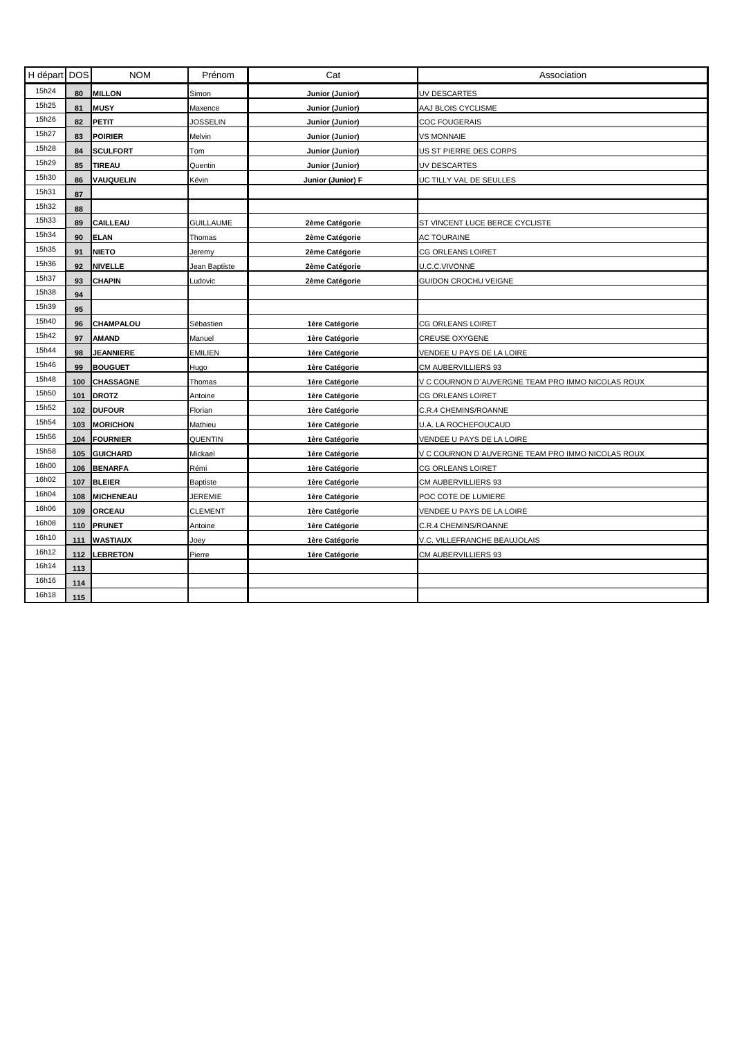| H départ | DOS | NOM | Prénom | Cat | Association |
|---|---|---|---|---|---|
| 15h24 | 80 | **MILLON** | Simon | **Junior (Junior)** | UV DESCARTES |
| 15h25 | 81 | **MUSY** | Maxence | **Junior (Junior)** | AAJ BLOIS CYCLISME |
| 15h26 | 82 | **PETIT** | JOSSELIN | **Junior (Junior)** | COC FOUGERAIS |
| 15h27 | 83 | **POIRIER** | Melvin | **Junior (Junior)** | VS MONNAIE |
| 15h28 | 84 | **SCULFORT** | Tom | **Junior (Junior)** | US ST PIERRE DES CORPS |
| 15h29 | 85 | **TIREAU** | Quentin | **Junior (Junior)** | UV DESCARTES |
| 15h30 | 86 | **VAUQUELIN** | Kévin | **Junior (Junior) F** | UC TILLY VAL DE SEULLES |
| 15h31 | 87 | | | | |
| 15h32 | 88 | | | | |
| 15h33 | 89 | **CAILLEAU** | GUILLAUME | **2ème Catégorie** | ST VINCENT LUCE BERCE CYCLISTE |
| 15h34 | 90 | **ELAN** | Thomas | **2ème Catégorie** | AC TOURAINE |
| 15h35 | 91 | **NIETO** | Jeremy | **2ème Catégorie** | CG ORLEANS LOIRET |
| 15h36 | 92 | **NIVELLE** | Jean Baptiste | **2ème Catégorie** | U.C.C.VIVONNE |
| 15h37 | 93 | **CHAPIN** | Ludovic | **2ème Catégorie** | GUIDON CROCHU VEIGNE |
| 15h38 | 94 | | | | |
| 15h39 | 95 | | | | |
| 15h40 | 96 | **CHAMPALOU** | Sébastien | **1ère Catégorie** | CG ORLEANS LOIRET |
| 15h42 | 97 | **AMAND** | Manuel | **1ère Catégorie** | CREUSE OXYGENE |
| 15h44 | 98 | **JEANNIERE** | EMILIEN | **1ère Catégorie** | VENDEE U PAYS DE LA LOIRE |
| 15h46 | 99 | **BOUGUET** | Hugo | **1ère Catégorie** | CM AUBERVILLIERS 93 |
| 15h48 | 100 | **CHASSAGNE** | Thomas | **1ère Catégorie** | V C COURNON D`AUVERGNE TEAM PRO IMMO NICOLAS ROUX |
| 15h50 | 101 | **DROTZ** | Antoine | **1ère Catégorie** | CG ORLEANS LOIRET |
| 15h52 | 102 | **DUFOUR** | Florian | **1ère Catégorie** | C.R.4 CHEMINS/ROANNE |
| 15h54 | 103 | **MORICHON** | Mathieu | **1ère Catégorie** | U.A. LA ROCHEFOUCAUD |
| 15h56 | 104 | **FOURNIER** | QUENTIN | **1ère Catégorie** | VENDEE U PAYS DE LA LOIRE |
| 15h58 | 105 | **GUICHARD** | Mickael | **1ère Catégorie** | V C COURNON D`AUVERGNE TEAM PRO IMMO NICOLAS ROUX |
| 16h00 | 106 | **BENARFA** | Rémi | **1ère Catégorie** | CG ORLEANS LOIRET |
| 16h02 | 107 | **BLEIER** | Baptiste | **1ère Catégorie** | CM AUBERVILLIERS 93 |
| 16h04 | 108 | **MICHENEAU** | JEREMIE | **1ère Catégorie** | POC COTE DE LUMIERE |
| 16h06 | 109 | **ORCEAU** | CLEMENT | **1ère Catégorie** | VENDEE U PAYS DE LA LOIRE |
| 16h08 | 110 | **PRUNET** | Antoine | **1ère Catégorie** | C.R.4 CHEMINS/ROANNE |
| 16h10 | 111 | **WASTIAUX** | Joey | **1ère Catégorie** | V.C. VILLEFRANCHE BEAUJOLAIS |
| 16h12 | 112 | **LEBRETON** | Pierre | **1ère Catégorie** | CM AUBERVILLIERS 93 |
| 16h14 | 113 | | | | |
| 16h16 | 114 | | | | |
| 16h18 | 115 | | | | |